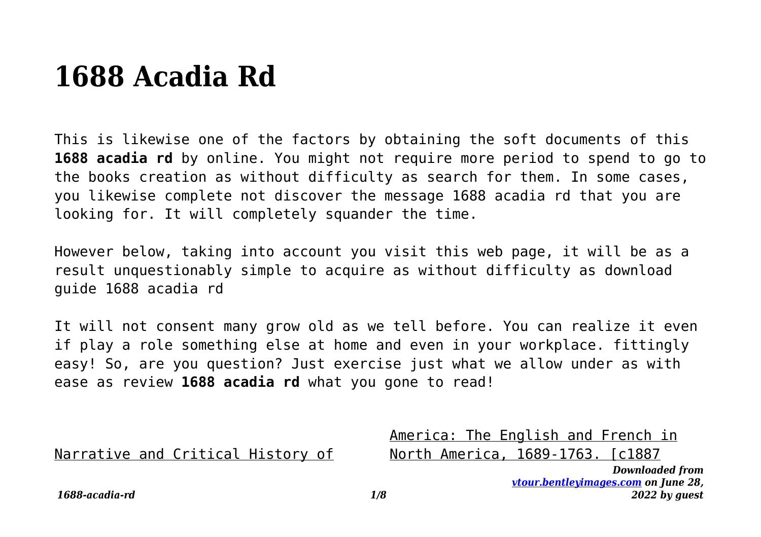# 1688 Acadia Rd

This is likewise one of the factors by obtaining the soft documents of this **1688 acadia rd** by online. You might not require more period to spend to go to the books creation as without difficulty as search for them. In some cases, you likewise complete not discover the message 1688 acadia rd that you are looking for. It will completely squander the time.

However below, taking into account you visit this web page, it will be as a result unquestionably simple to acquire as without difficulty as download guide 1688 acadia rd

It will not consent many grow old as we tell before. You can realize it even if play a role something else at home and even in your workplace. fittingly easy! So, are you question? Just exercise just what we allow under as with ease as review **1688 acadia rd** what you gone to read!

Narrative and Critical History of America: The English and French in North America, 1689-1763. [c1887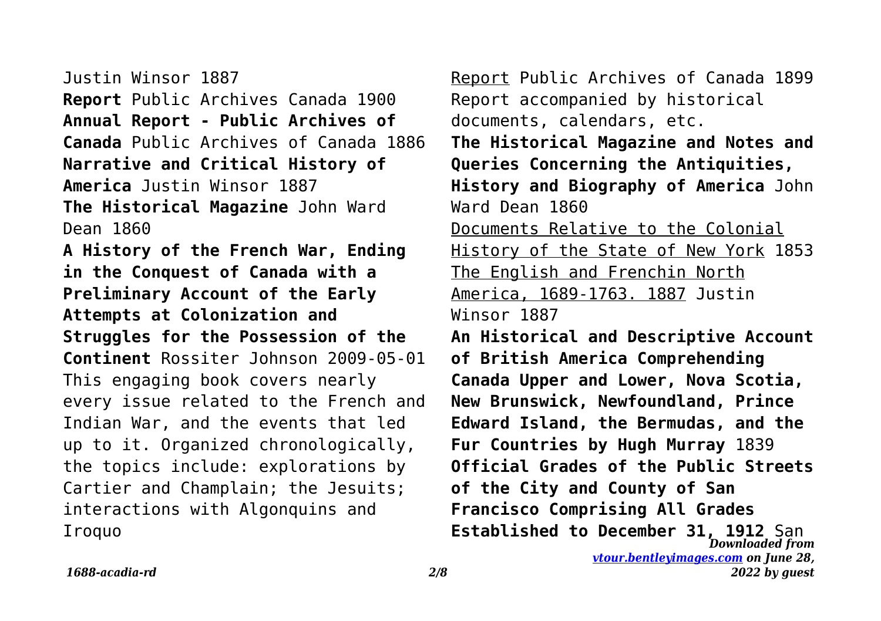Justin Winsor 1887

**Report** Public Archives Canada 1900

**Annual Report - Public Archives of Canada** Public Archives of Canada 1886

**Narrative and Critical History of America** Justin Winsor 1887

**The Historical Magazine** John Ward Dean 1860

**A History of the French War, Ending in the Conquest of Canada with a Preliminary Account of the Early Attempts at Colonization and Struggles for the Possession of the Continent** Rossiter Johnson 2009-05-01 This engaging book covers nearly every issue related to the French and Indian War, and the events that led up to it. Organized chronologically, the topics include: explorations by Cartier and Champlain; the Jesuits; interactions with Algonquins and Iroquo

Report Public Archives of Canada 1899 Report accompanied by historical documents, calendars, etc.

**The Historical Magazine and Notes and Queries Concerning the Antiquities, History and Biography of America** John Ward Dean 1860

Documents Relative to the Colonial History of the State of New York 1853

The English and Frenchin North America, 1689-1763. 1887 Justin Winsor 1887

**An Historical and Descriptive Account of British America Comprehending Canada Upper and Lower, Nova Scotia, New Brunswick, Newfoundland, Prince Edward Island, the Bermudas, and the Fur Countries by Hugh Murray** 1839

**Official Grades of the Public Streets of the City and County of San Francisco Comprising All Grades Established to December 31, 1912** San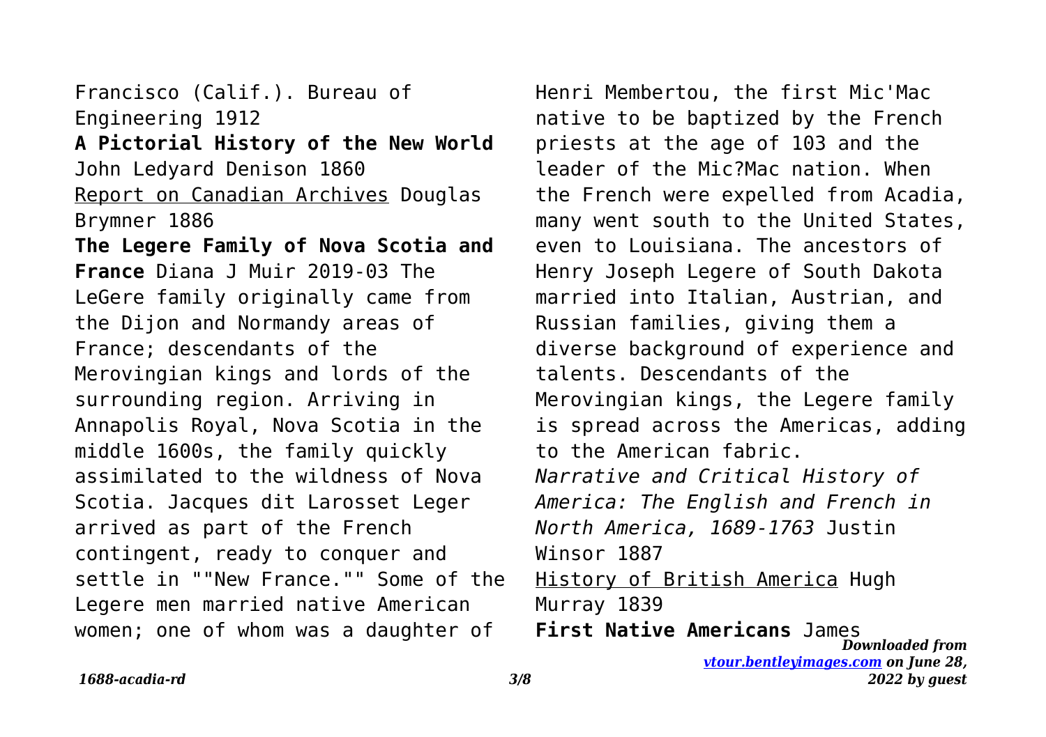Francisco (Calif.). Bureau of Engineering 1912

**A Pictorial History of the New World** John Ledyard Denison 1860

Report on Canadian Archives Douglas Brymner 1886

**The Legere Family of Nova Scotia and France** Diana J Muir 2019-03 The LeGere family originally came from the Dijon and Normandy areas of France; descendants of the Merovingian kings and lords of the surrounding region. Arriving in Annapolis Royal, Nova Scotia in the middle 1600s, the family quickly assimilated to the wildness of Nova Scotia. Jacques dit Larosset Leger arrived as part of the French contingent, ready to conquer and settle in ""New France."" Some of the Legere men married native American women; one of whom was a daughter of Henri Membertou, the first Mic'Mac native to be baptized by the French priests at the age of 103 and the leader of the Mic?Mac nation. When the French were expelled from Acadia, many went south to the United States, even to Louisiana. The ancestors of Henry Joseph Legere of South Dakota married into Italian, Austrian, and Russian families, giving them a diverse background of experience and talents. Descendants of the Merovingian kings, the Legere family is spread across the Americas, adding to the American fabric.

*Narrative and Critical History of America: The English and French in North America, 1689-1763* Justin Winsor 1887

History of British America Hugh Murray 1839

**First Native Americans** James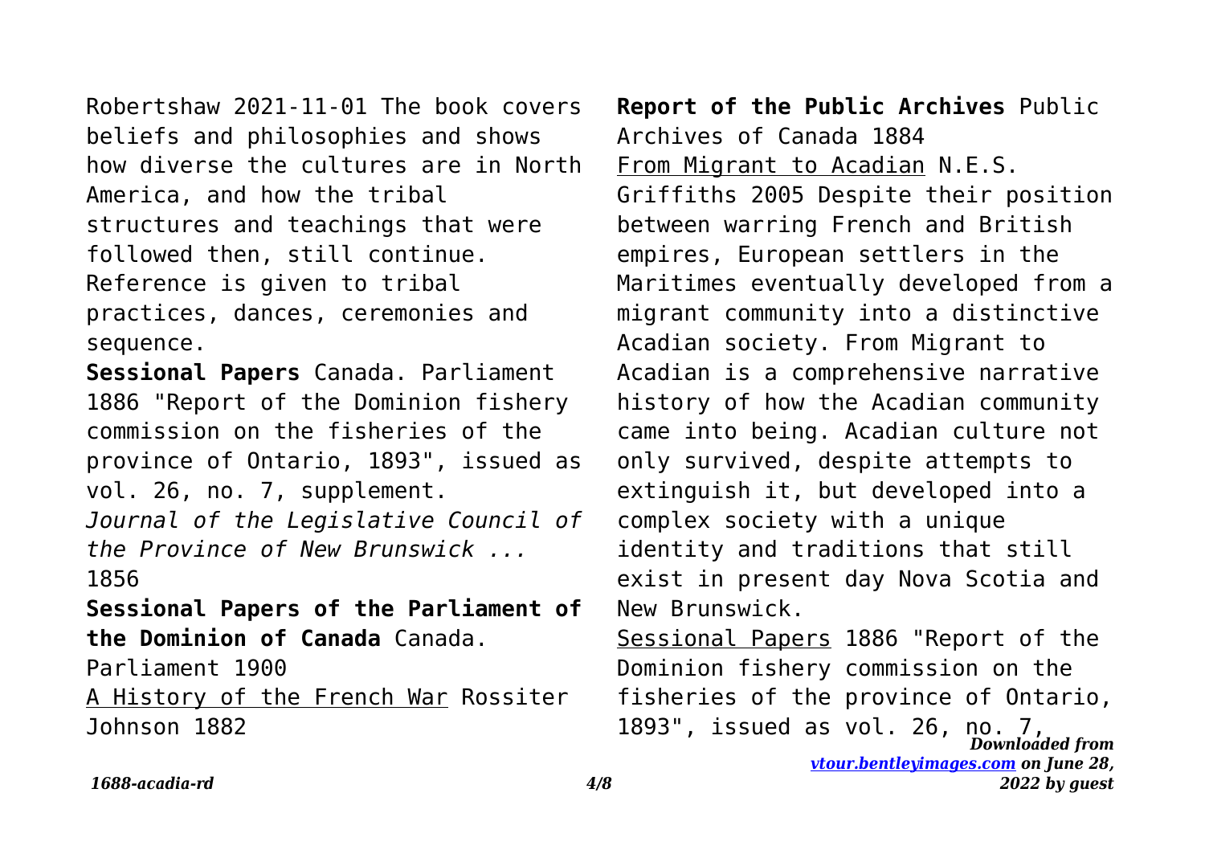Robertshaw 2021-11-01 The book covers beliefs and philosophies and shows how diverse the cultures are in North America, and how the tribal structures and teachings that were followed then, still continue. Reference is given to tribal practices, dances, ceremonies and sequence.

**Sessional Papers** Canada. Parliament 1886 "Report of the Dominion fishery commission on the fisheries of the province of Ontario, 1893", issued as vol. 26, no. 7, supplement.

*Journal of the Legislative Council of the Province of New Brunswick ...* 1856

**Sessional Papers of the Parliament of the Dominion of Canada** Canada. Parliament 1900

A History of the French War Rossiter Johnson 1882

**Report of the Public Archives** Public Archives of Canada 1884

From Migrant to Acadian N.E.S. Griffiths 2005 Despite their position between warring French and British empires, European settlers in the Maritimes eventually developed from a migrant community into a distinctive Acadian society. From Migrant to Acadian is a comprehensive narrative history of how the Acadian community came into being. Acadian culture not only survived, despite attempts to extinguish it, but developed into a complex society with a unique identity and traditions that still exist in present day Nova Scotia and New Brunswick.

Sessional Papers 1886 "Report of the Dominion fishery commission on the fisheries of the province of Ontario, 1893", issued as vol. 26, no. 7,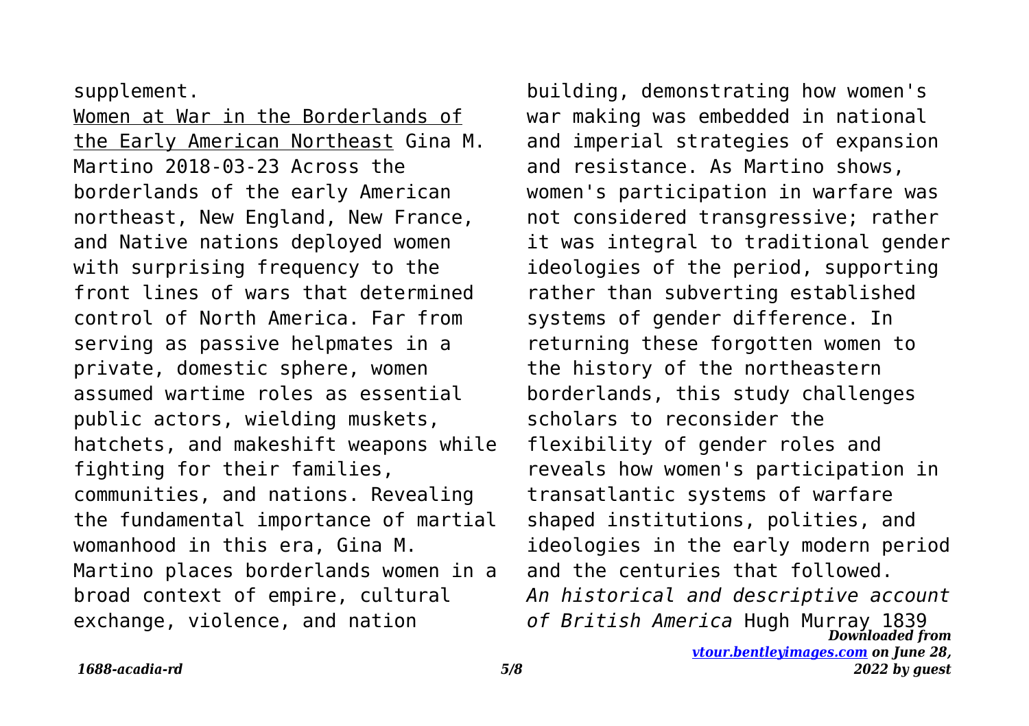supplement.

Women at War in the Borderlands of the Early American Northeast Gina M. Martino 2018-03-23 Across the borderlands of the early American northeast, New England, New France, and Native nations deployed women with surprising frequency to the front lines of wars that determined control of North America. Far from serving as passive helpmates in a private, domestic sphere, women assumed wartime roles as essential public actors, wielding muskets, hatchets, and makeshift weapons while fighting for their families, communities, and nations. Revealing the fundamental importance of martial womanhood in this era, Gina M. Martino places borderlands women in a broad context of empire, cultural exchange, violence, and nation building, demonstrating how women's war making was embedded in national and imperial strategies of expansion and resistance. As Martino shows, women's participation in warfare was not considered transgressive; rather it was integral to traditional gender ideologies of the period, supporting rather than subverting established systems of gender difference. In returning these forgotten women to the history of the northeastern borderlands, this study challenges scholars to reconsider the flexibility of gender roles and reveals how women's participation in transatlantic systems of warfare shaped institutions, polities, and ideologies in the early modern period and the centuries that followed.

*An historical and descriptive account of British America* Hugh Murray 1839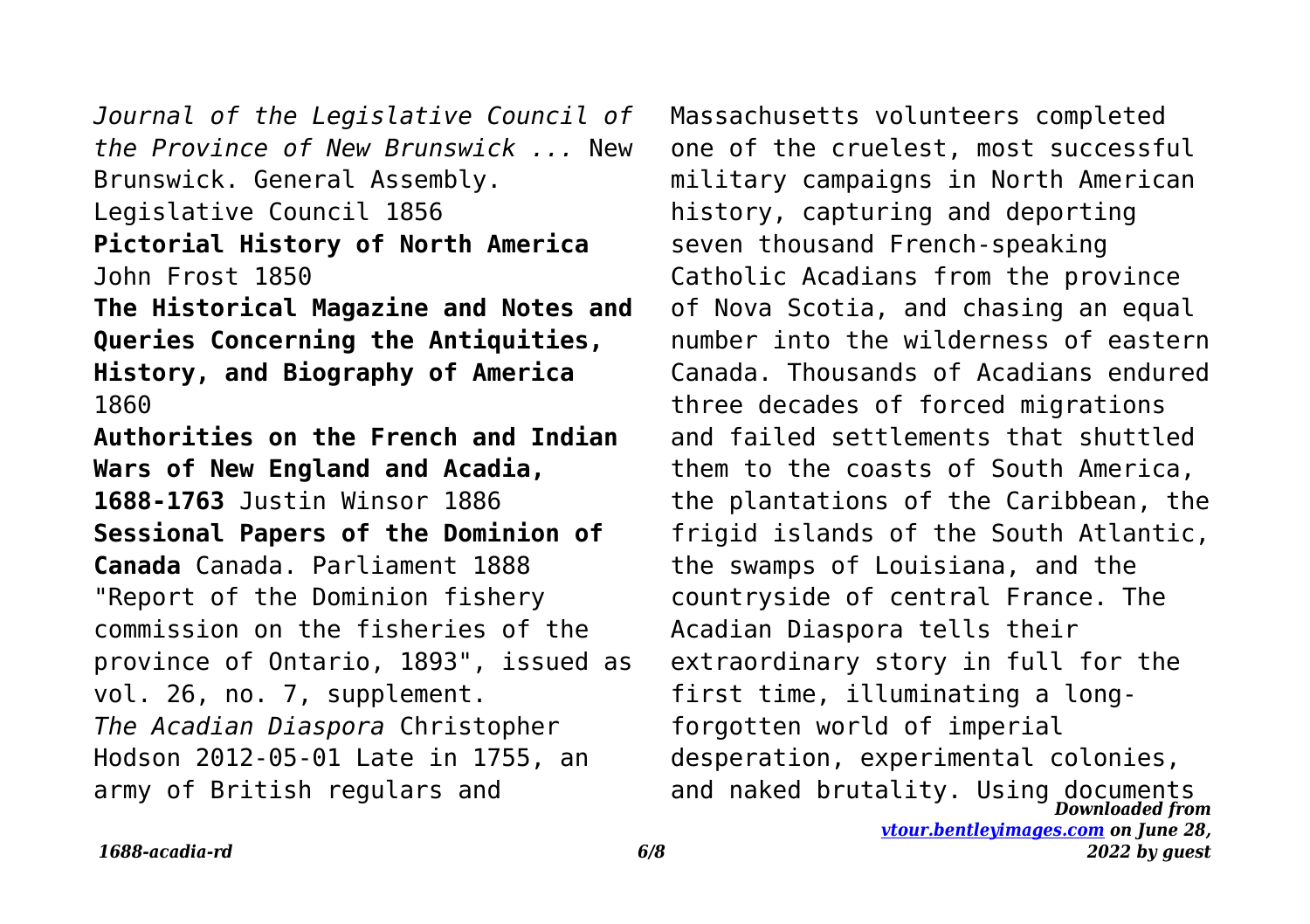*Journal of the Legislative Council of the Province of New Brunswick ...* New Brunswick. General Assembly. Legislative Council 1856

**Pictorial History of North America** John Frost 1850

**The Historical Magazine and Notes and Queries Concerning the Antiquities, History, and Biography of America** 1860

**Authorities on the French and Indian Wars of New England and Acadia, 1688-1763** Justin Winsor 1886

**Sessional Papers of the Dominion of Canada** Canada. Parliament 1888 "Report of the Dominion fishery commission on the fisheries of the province of Ontario, 1893", issued as vol. 26, no. 7, supplement.

*The Acadian Diaspora* Christopher Hodson 2012-05-01 Late in 1755, an army of British regulars and Massachusetts volunteers completed one of the cruelest, most successful military campaigns in North American history, capturing and deporting seven thousand French-speaking Catholic Acadians from the province of Nova Scotia, and chasing an equal number into the wilderness of eastern Canada. Thousands of Acadians endured three decades of forced migrations and failed settlements that shuttled them to the coasts of South America, the plantations of the Caribbean, the frigid islands of the South Atlantic, the swamps of Louisiana, and the countryside of central France. The Acadian Diaspora tells their extraordinary story in full for the first time, illuminating a long-forgotten world of imperial desperation, experimental colonies, and naked brutality. Using documents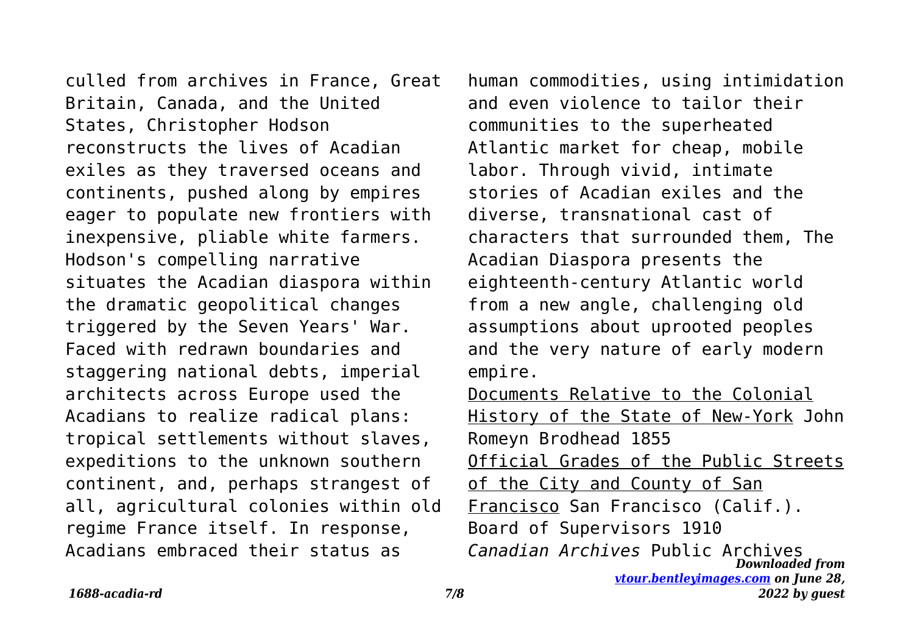culled from archives in France, Great Britain, Canada, and the United States, Christopher Hodson reconstructs the lives of Acadian exiles as they traversed oceans and continents, pushed along by empires eager to populate new frontiers with inexpensive, pliable white farmers. Hodson's compelling narrative situates the Acadian diaspora within the dramatic geopolitical changes triggered by the Seven Years' War. Faced with redrawn boundaries and staggering national debts, imperial architects across Europe used the Acadians to realize radical plans: tropical settlements without slaves, expeditions to the unknown southern continent, and, perhaps strangest of all, agricultural colonies within old regime France itself. In response, Acadians embraced their status as human commodities, using intimidation and even violence to tailor their communities to the superheated Atlantic market for cheap, mobile labor. Through vivid, intimate stories of Acadian exiles and the diverse, transnational cast of characters that surrounded them, The Acadian Diaspora presents the eighteenth-century Atlantic world from a new angle, challenging old assumptions about uprooted peoples and the very nature of early modern empire.

Documents Relative to the Colonial History of the State of New-York John Romeyn Brodhead 1855

Official Grades of the Public Streets of the City and County of San Francisco San Francisco (Calif.). Board of Supervisors 1910

*Canadian Archives* Public Archives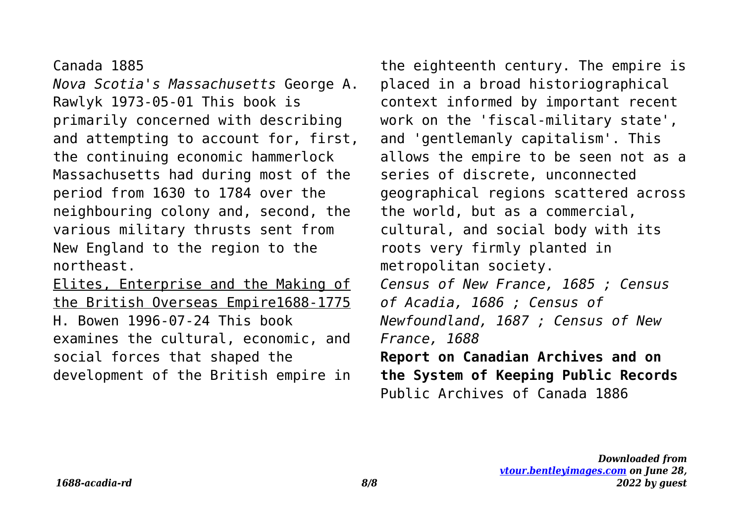Canada 1885

*Nova Scotia's Massachusetts* George A. Rawlyk 1973-05-01 This book is primarily concerned with describing and attempting to account for, first, the continuing economic hammerlock Massachusetts had during most of the period from 1630 to 1784 over the neighbouring colony and, second, the various military thrusts sent from New England to the region to the northeast.

Elites, Enterprise and the Making of the British Overseas Empire1688-1775 H. Bowen 1996-07-24 This book examines the cultural, economic, and social forces that shaped the development of the British empire in the eighteenth century. The empire is placed in a broad historiographical context informed by important recent work on the 'fiscal-military state', and 'gentlemanly capitalism'. This allows the empire to be seen not as a series of discrete, unconnected geographical regions scattered across the world, but as a commercial, cultural, and social body with its roots very firmly planted in metropolitan society.

*Census of New France, 1685 ; Census of Acadia, 1686 ; Census of Newfoundland, 1687 ; Census of New France, 1688*

**Report on Canadian Archives and on the System of Keeping Public Records** Public Archives of Canada 1886